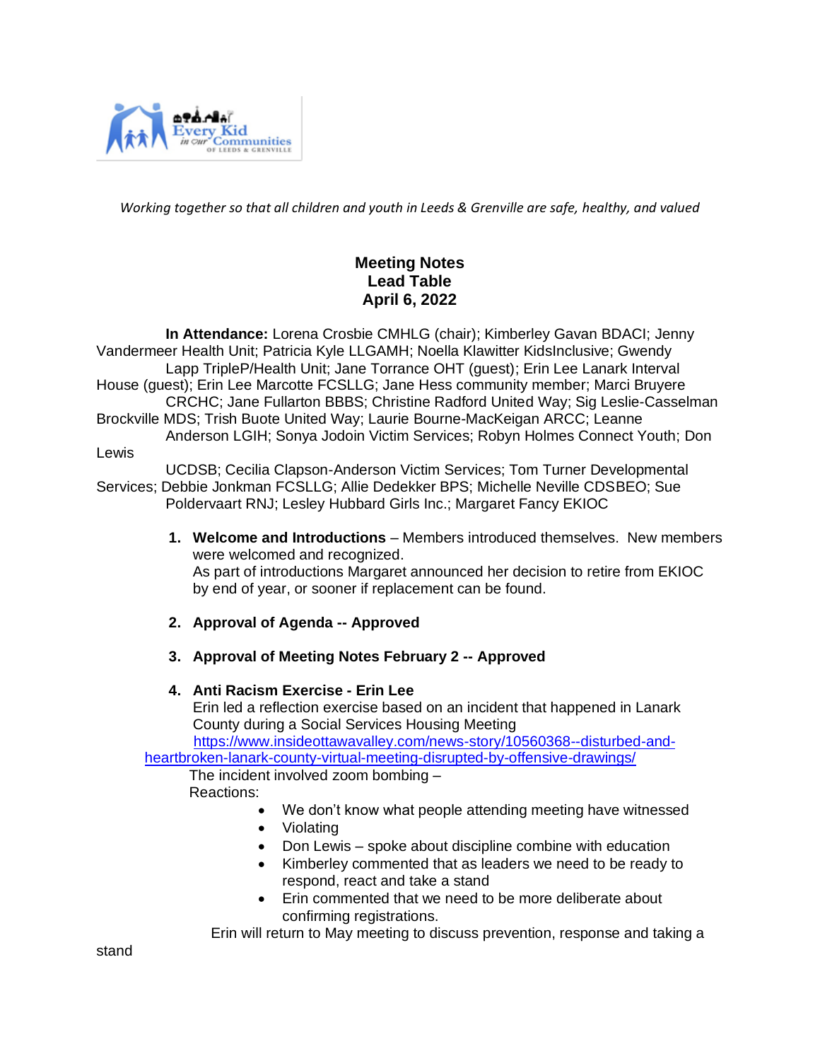*Working together so that all children and youth in Leeds & Grenville are safe, healthy, and valued*

**Meeting Notes**
**Lead Table**
**April 6, 2022**

**In Attendance:** Lorena Crosbie CMHLG (chair); Kimberley Gavan BDACI; Jenny Vandermeer Health Unit; Patricia Kyle LLGAMH; Noella Klawitter KidsInclusive; Gwendy Lapp TripleP/Health Unit; Jane Torrance OHT (guest); Erin Lee Lanark Interval House (guest); Erin Lee Marcotte FCSLLG; Jane Hess community member; Marci Bruyere CRCHC; Jane Fullarton BBBS; Christine Radford United Way; Sig Leslie-Casselman Brockville MDS; Trish Buote United Way; Laurie Bourne-MacKeigan ARCC; Leanne Anderson LGIH; Sonya Jodoin Victim Services; Robyn Holmes Connect Youth; Don Lewis UCDSB; Cecilia Clapson-Anderson Victim Services; Tom Turner Developmental Services; Debbie Jonkman FCSLLG; Allie Dedekker BPS; Michelle Neville CDSBEO; Sue Poldervaart RNJ; Lesley Hubbard Girls Inc.; Margaret Fancy EKIOC

1. **Welcome and Introductions** – Members introduced themselves. New members were welcomed and recognized.
   As part of introductions Margaret announced her decision to retire from EKIOC by end of year, or sooner if replacement can be found.

2. **Approval of Agenda -- Approved**

3. **Approval of Meeting Notes February 2 -- Approved**

4. **Anti Racism Exercise - Erin Lee**
   Erin led a reflection exercise based on an incident that happened in Lanark County during a Social Services Housing Meeting
   https://www.insideottawavalley.com/news-story/10560368--disturbed-and-heartbroken-lanark-county-virtual-meeting-disrupted-by-offensive-drawings/
   The incident involved zoom bombing –
   Reactions:
   - We don't know what people attending meeting have witnessed
   - Violating
   - Don Lewis – spoke about discipline combine with education
   - Kimberley commented that as leaders we need to be ready to respond, react and take a stand
   - Erin commented that we need to be more deliberate about confirming registrations.

   Erin will return to May meeting to discuss prevention, response and taking a stand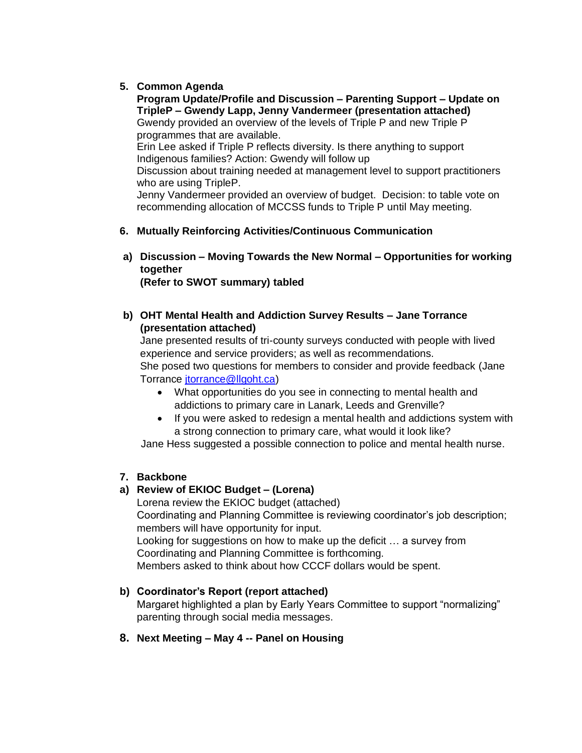5. **Common Agenda**

   **Program Update/Profile and Discussion – Parenting Support – Update on TripleP – Gwendy Lapp, Jenny Vandermeer (presentation attached)**

   Gwendy provided an overview of the levels of Triple P and new Triple P programmes that are available.

   Erin Lee asked if Triple P reflects diversity. Is there anything to support Indigenous families? Action: Gwendy will follow up

   Discussion about training needed at management level to support practitioners who are using TripleP.

   Jenny Vandermeer provided an overview of budget. Decision: to table vote on recommending allocation of MCCSS funds to Triple P until May meeting.

6. **Mutually Reinforcing Activities/Continuous Communication**

   a) **Discussion – Moving Towards the New Normal – Opportunities for working together**
   **(Refer to SWOT summary) tabled**

   b) **OHT Mental Health and Addiction Survey Results – Jane Torrance (presentation attached)**

   Jane presented results of tri-county surveys conducted with people with lived experience and service providers; as well as recommendations.

   She posed two questions for members to consider and provide feedback (Jane Torrance [jtorrance@llgoht.ca](mailto:jtorrance@llgoht.ca))

   - What opportunities do you see in connecting to mental health and addictions to primary care in Lanark, Leeds and Grenville?
   - If you were asked to redesign a mental health and addictions system with a strong connection to primary care, what would it look like?

   Jane Hess suggested a possible connection to police and mental health nurse.

7. **Backbone**

   a) **Review of EKIOC Budget – (Lorena)**

   Lorena review the EKIOC budget (attached)

   Coordinating and Planning Committee is reviewing coordinator's job description; members will have opportunity for input.

   Looking for suggestions on how to make up the deficit … a survey from Coordinating and Planning Committee is forthcoming.

   Members asked to think about how CCCF dollars would be spent.

   b) **Coordinator's Report (report attached)**

   Margaret highlighted a plan by Early Years Committee to support "normalizing" parenting through social media messages.

8. **Next Meeting – May 4 -- Panel on Housing**